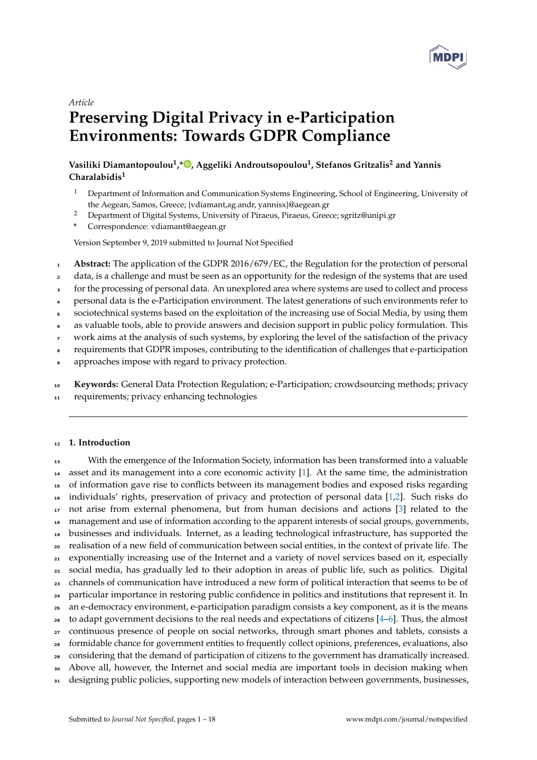*Article*

# Preserving Digital Privacy in e-Participation Environments: Towards GDPR Compliance

**Vasiliki Diamantopoulou[1],*, Aggeliki Androutsopoulou[1], Stefanos Gritzalis[2] and Yannis Charalabidis[1]**

[1] Department of Information and Communication Systems Engineering, School of Engineering, University of the Aegean, Samos, Greece; {vdiamant,ag.andr, yannisx}@aegean.gr
[2] Department of Digital Systems, University of Piraeus, Piraeus, Greece; sgritz@unipi.gr
* Correspondence: vdiamant@aegean.gr

Version September 9, 2019 submitted to Journal Not Specified

**Abstract:** The application of the GDPR 2016/679/EC, the Regulation for the protection of personal data, is a challenge and must be seen as an opportunity for the redesign of the systems that are used for the processing of personal data. An unexplored area where systems are used to collect and process personal data is the e-Participation environment. The latest generations of such environments refer to sociotechnical systems based on the exploitation of the increasing use of Social Media, by using them as valuable tools, able to provide answers and decision support in public policy formulation. This work aims at the analysis of such systems, by exploring the level of the satisfaction of the privacy requirements that GDPR imposes, contributing to the identification of challenges that e-participation approaches impose with regard to privacy protection.

**Keywords:** General Data Protection Regulation; e-Participation; crowdsourcing methods; privacy requirements; privacy enhancing technologies

## 1. Introduction

With the emergence of the Information Society, information has been transformed into a valuable asset and its management into a core economic activity [1]. At the same time, the administration of information gave rise to conflicts between its management bodies and exposed risks regarding individuals' rights, preservation of privacy and protection of personal data [1,2]. Such risks do not arise from external phenomena, but from human decisions and actions [3] related to the management and use of information according to the apparent interests of social groups, governments, businesses and individuals. Internet, as a leading technological infrastructure, has supported the realisation of a new field of communication between social entities, in the context of private life. The exponentially increasing use of the Internet and a variety of novel services based on it, especially social media, has gradually led to their adoption in areas of public life, such as politics. Digital channels of communication have introduced a new form of political interaction that seems to be of particular importance in restoring public confidence in politics and institutions that represent it. In an e-democracy environment, e-participation paradigm consists a key component, as it is the means to adapt government decisions to the real needs and expectations of citizens [4–6]. Thus, the almost continuous presence of people on social networks, through smart phones and tablets, consists a formidable chance for government entities to frequently collect opinions, preferences, evaluations, also considering that the demand of participation of citizens to the government has dramatically increased. Above all, however, the Internet and social media are important tools in decision making when designing public policies, supporting new models of interaction between governments, businesses,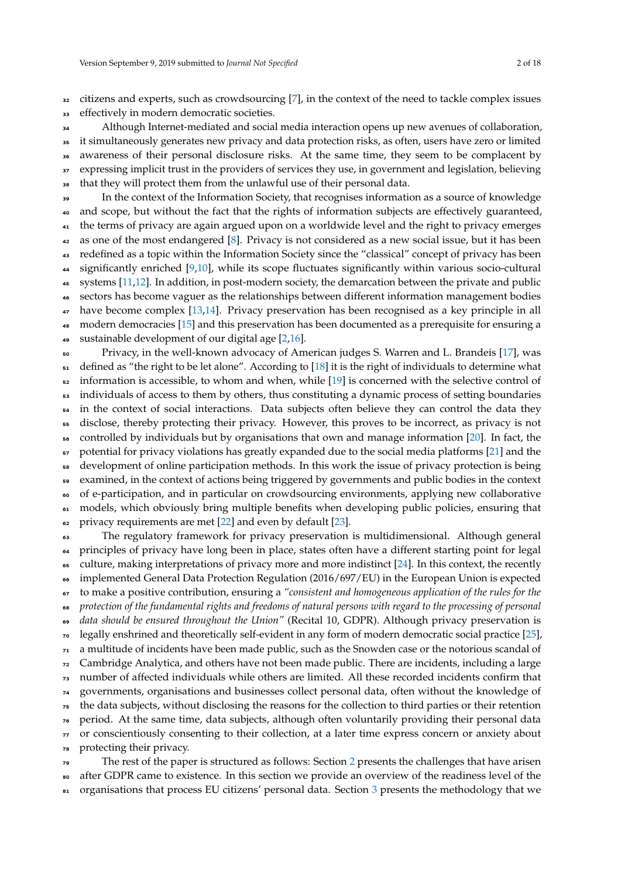citizens and experts, such as crowdsourcing [7], in the context of the need to tackle complex issues effectively in modern democratic societies.

Although Internet-mediated and social media interaction opens up new avenues of collaboration, it simultaneously generates new privacy and data protection risks, as often, users have zero or limited awareness of their personal disclosure risks. At the same time, they seem to be complacent by expressing implicit trust in the providers of services they use, in government and legislation, believing that they will protect them from the unlawful use of their personal data.

In the context of the Information Society, that recognises information as a source of knowledge and scope, but without the fact that the rights of information subjects are effectively guaranteed, the terms of privacy are again argued upon on a worldwide level and the right to privacy emerges as one of the most endangered [8]. Privacy is not considered as a new social issue, but it has been redefined as a topic within the Information Society since the "classical" concept of privacy has been significantly enriched [9,10], while its scope fluctuates significantly within various socio-cultural systems [11,12]. In addition, in post-modern society, the demarcation between the private and public sectors has become vaguer as the relationships between different information management bodies have become complex [13,14]. Privacy preservation has been recognised as a key principle in all modern democracies [15] and this preservation has been documented as a prerequisite for ensuring a sustainable development of our digital age [2,16].

Privacy, in the well-known advocacy of American judges S. Warren and L. Brandeis [17], was defined as "the right to be let alone". According to [18] it is the right of individuals to determine what information is accessible, to whom and when, while [19] is concerned with the selective control of individuals of access to them by others, thus constituting a dynamic process of setting boundaries in the context of social interactions. Data subjects often believe they can control the data they disclose, thereby protecting their privacy. However, this proves to be incorrect, as privacy is not controlled by individuals but by organisations that own and manage information [20]. In fact, the potential for privacy violations has greatly expanded due to the social media platforms [21] and the development of online participation methods. In this work the issue of privacy protection is being examined, in the context of actions being triggered by governments and public bodies in the context of e-participation, and in particular on crowdsourcing environments, applying new collaborative models, which obviously bring multiple benefits when developing public policies, ensuring that privacy requirements are met [22] and even by default [23].

The regulatory framework for privacy preservation is multidimensional. Although general principles of privacy have long been in place, states often have a different starting point for legal culture, making interpretations of privacy more and more indistinct [24]. In this context, the recently implemented General Data Protection Regulation (2016/697/EU) in the European Union is expected to make a positive contribution, ensuring a *"consistent and homogeneous application of the rules for the protection of the fundamental rights and freedoms of natural persons with regard to the processing of personal data should be ensured throughout the Union"* (Recital 10, GDPR). Although privacy preservation is legally enshrined and theoretically self-evident in any form of modern democratic social practice [25], a multitude of incidents have been made public, such as the Snowden case or the notorious scandal of Cambridge Analytica, and others have not been made public. There are incidents, including a large number of affected individuals while others are limited. All these recorded incidents confirm that governments, organisations and businesses collect personal data, often without the knowledge of the data subjects, without disclosing the reasons for the collection to third parties or their retention period. At the same time, data subjects, although often voluntarily providing their personal data or conscientiously consenting to their collection, at a later time express concern or anxiety about protecting their privacy.

The rest of the paper is structured as follows: Section 2 presents the challenges that have arisen after GDPR came to existence. In this section we provide an overview of the readiness level of the organisations that process EU citizens' personal data. Section 3 presents the methodology that we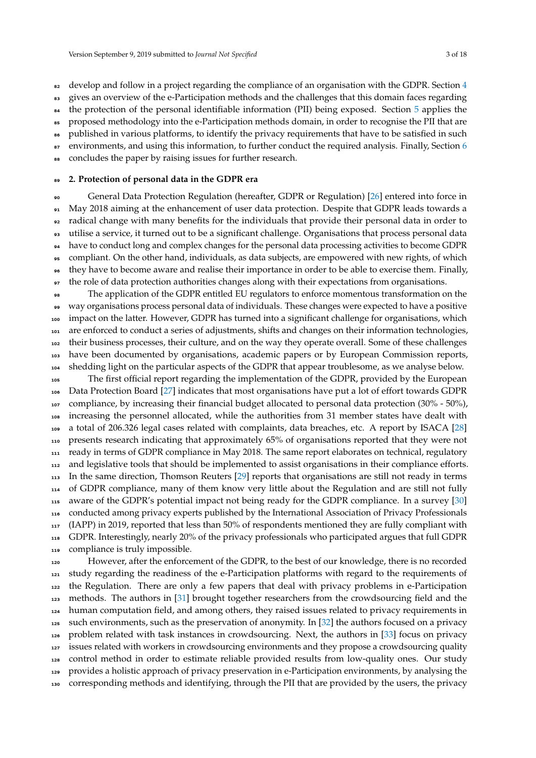develop and follow in a project regarding the compliance of an organisation with the GDPR. Section 4 gives an overview of the e-Participation methods and the challenges that this domain faces regarding the protection of the personal identifiable information (PII) being exposed. Section 5 applies the proposed methodology into the e-Participation methods domain, in order to recognise the PII that are published in various platforms, to identify the privacy requirements that have to be satisfied in such environments, and using this information, to further conduct the required analysis. Finally, Section 6 concludes the paper by raising issues for further research.

## 2. Protection of personal data in the GDPR era

General Data Protection Regulation (hereafter, GDPR or Regulation) [26] entered into force in May 2018 aiming at the enhancement of user data protection. Despite that GDPR leads towards a radical change with many benefits for the individuals that provide their personal data in order to utilise a service, it turned out to be a significant challenge. Organisations that process personal data have to conduct long and complex changes for the personal data processing activities to become GDPR compliant. On the other hand, individuals, as data subjects, are empowered with new rights, of which they have to become aware and realise their importance in order to be able to exercise them. Finally, the role of data protection authorities changes along with their expectations from organisations.

The application of the GDPR entitled EU regulators to enforce momentous transformation on the way organisations process personal data of individuals. These changes were expected to have a positive impact on the latter. However, GDPR has turned into a significant challenge for organisations, which are enforced to conduct a series of adjustments, shifts and changes on their information technologies, their business processes, their culture, and on the way they operate overall. Some of these challenges have been documented by organisations, academic papers or by European Commission reports, shedding light on the particular aspects of the GDPR that appear troublesome, as we analyse below.

The first official report regarding the implementation of the GDPR, provided by the European Data Protection Board [27] indicates that most organisations have put a lot of effort towards GDPR compliance, by increasing their financial budget allocated to personal data protection (30% - 50%), increasing the personnel allocated, while the authorities from 31 member states have dealt with a total of 206.326 legal cases related with complaints, data breaches, etc. A report by ISACA [28] presents research indicating that approximately 65% of organisations reported that they were not ready in terms of GDPR compliance in May 2018. The same report elaborates on technical, regulatory and legislative tools that should be implemented to assist organisations in their compliance efforts. In the same direction, Thomson Reuters [29] reports that organisations are still not ready in terms of GDPR compliance, many of them know very little about the Regulation and are still not fully aware of the GDPR's potential impact not being ready for the GDPR compliance. In a survey [30] conducted among privacy experts published by the International Association of Privacy Professionals (IAPP) in 2019, reported that less than 50% of respondents mentioned they are fully compliant with GDPR. Interestingly, nearly 20% of the privacy professionals who participated argues that full GDPR compliance is truly impossible.

However, after the enforcement of the GDPR, to the best of our knowledge, there is no recorded study regarding the readiness of the e-Participation platforms with regard to the requirements of the Regulation. There are only a few papers that deal with privacy problems in e-Participation methods. The authors in [31] brought together researchers from the crowdsourcing field and the human computation field, and among others, they raised issues related to privacy requirements in such environments, such as the preservation of anonymity. In [32] the authors focused on a privacy problem related with task instances in crowdsourcing. Next, the authors in [33] focus on privacy issues related with workers in crowdsourcing environments and they propose a crowdsourcing quality control method in order to estimate reliable provided results from low-quality ones. Our study provides a holistic approach of privacy preservation in e-Participation environments, by analysing the corresponding methods and identifying, through the PII that are provided by the users, the privacy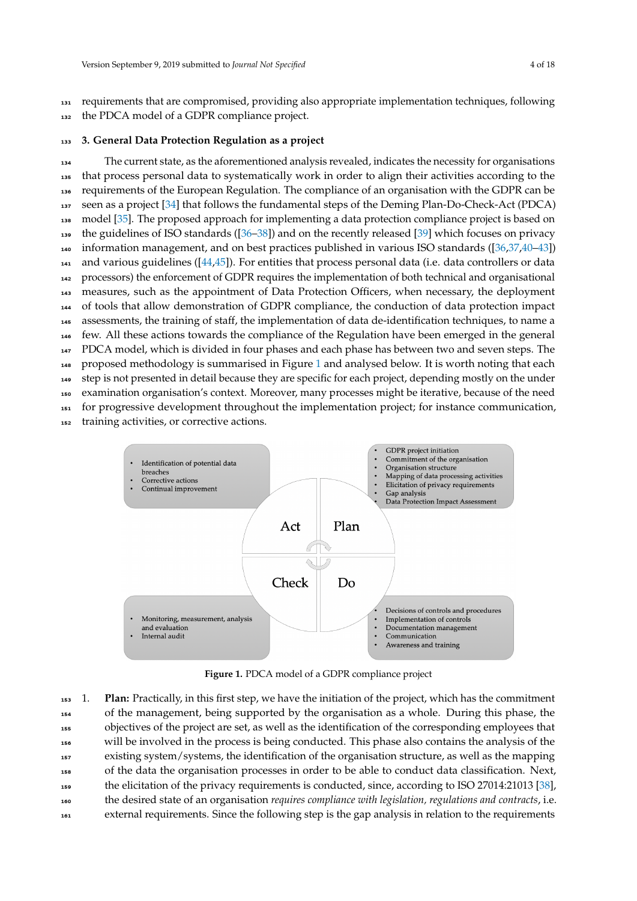requirements that are compromised, providing also appropriate implementation techniques, following the PDCA model of a GDPR compliance project.

## 3. General Data Protection Regulation as a project

The current state, as the aforementioned analysis revealed, indicates the necessity for organisations that process personal data to systematically work in order to align their activities according to the requirements of the European Regulation. The compliance of an organisation with the GDPR can be seen as a project [34] that follows the fundamental steps of the Deming Plan-Do-Check-Act (PDCA) model [35]. The proposed approach for implementing a data protection compliance project is based on the guidelines of ISO standards ([36–38]) and on the recently released [39] which focuses on privacy information management, and on best practices published in various ISO standards ([36,37,40–43]) and various guidelines ([44,45]). For entities that process personal data (i.e. data controllers or data processors) the enforcement of GDPR requires the implementation of both technical and organisational measures, such as the appointment of Data Protection Officers, when necessary, the deployment of tools that allow demonstration of GDPR compliance, the conduction of data protection impact assessments, the training of staff, the implementation of data de-identification techniques, to name a few. All these actions towards the compliance of the Regulation have been emerged in the general PDCA model, which is divided in four phases and each phase has between two and seven steps. The proposed methodology is summarised in Figure 1 and analysed below. It is worth noting that each step is not presented in detail because they are specific for each project, depending mostly on the under examination organisation's context. Moreover, many processes might be iterative, because of the need for progressive development throughout the implementation project; for instance communication, training activities, or corrective actions.

**Plan**
- GDPR project initiation
- Commitment of the organisation
- Organisation structure
- Mapping of data processing activities
- Elicitation of privacy requirements
- Gap analysis
- Data Protection Impact Assessment

**Do**
- Decisions of controls and procedures
- Implementation of controls
- Documentation management
- Communication
- Awareness and training

**Check**
- Monitoring, measurement, analysis and evaluation
- Internal audit

**Act**
- Identification of potential data breaches
- Corrective actions
- Continual improvement

**Figure 1.** PDCA model of a GDPR compliance project

1. **Plan:** Practically, in this first step, we have the initiation of the project, which has the commitment of the management, being supported by the organisation as a whole. During this phase, the objectives of the project are set, as well as the identification of the corresponding employees that will be involved in the process is being conducted. This phase also contains the analysis of the existing system/systems, the identification of the organisation structure, as well as the mapping of the data the organisation processes in order to be able to conduct data classification. Next, the elicitation of the privacy requirements is conducted, since, according to ISO 27014:21013 [38], the desired state of an organisation *requires compliance with legislation, regulations and contracts*, i.e. external requirements. Since the following step is the gap analysis in relation to the requirements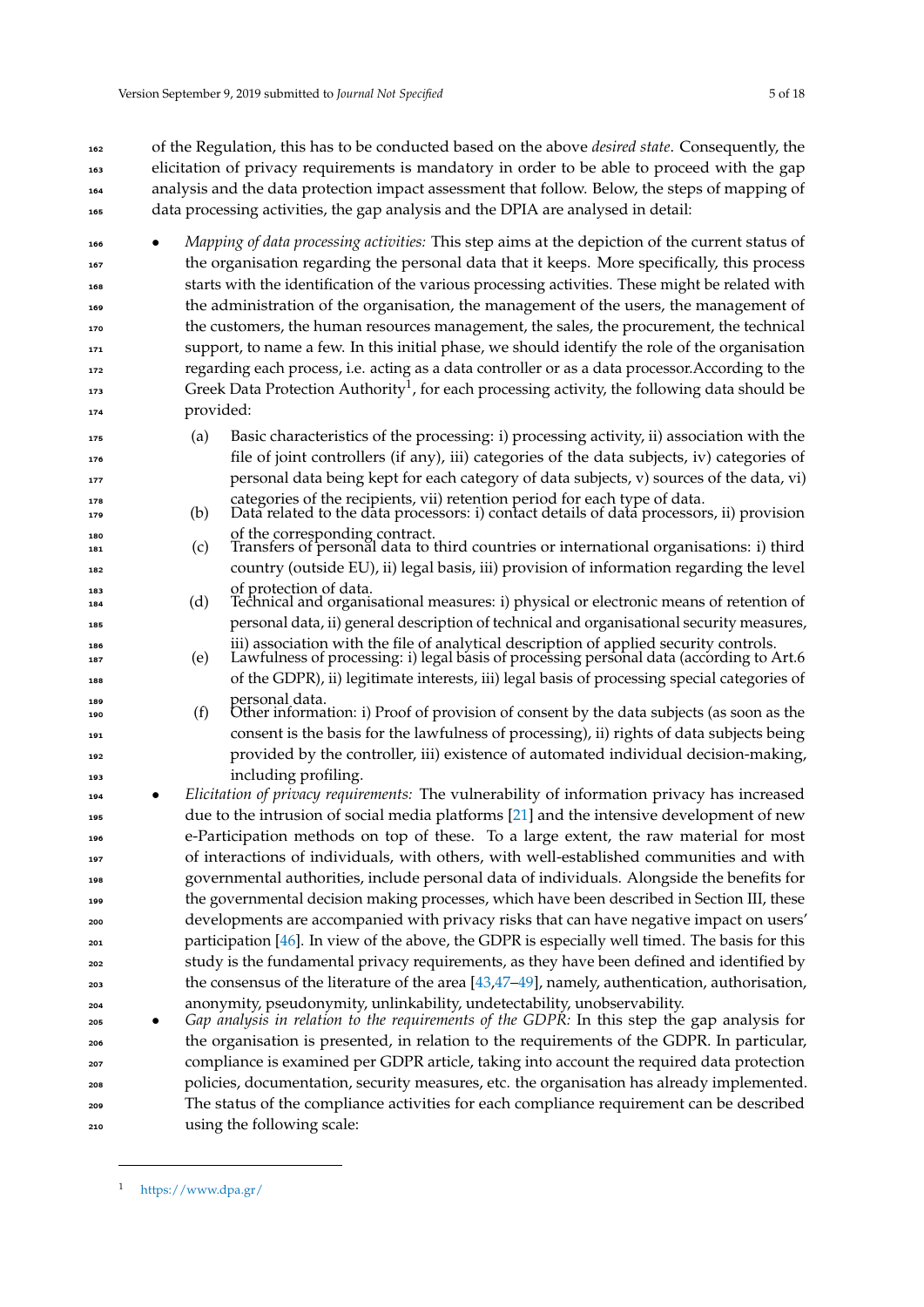of the Regulation, this has to be conducted based on the above *desired state*. Consequently, the elicitation of privacy requirements is mandatory in order to be able to proceed with the gap analysis and the data protection impact assessment that follow. Below, the steps of mapping of data processing activities, the gap analysis and the DPIA are analysed in detail:

- *Mapping of data processing activities:* This step aims at the depiction of the current status of the organisation regarding the personal data that it keeps. More specifically, this process starts with the identification of the various processing activities. These might be related with the administration of the organisation, the management of the users, the management of the customers, the human resources management, the sales, the procurement, the technical support, to name a few. In this initial phase, we should identify the role of the organisation regarding each process, i.e. acting as a data controller or as a data processor.According to the Greek Data Protection Authority[1], for each processing activity, the following data should be provided:
  - (a) Basic characteristics of the processing: i) processing activity, ii) association with the file of joint controllers (if any), iii) categories of the data subjects, iv) categories of personal data being kept for each category of data subjects, v) sources of the data, vi) categories of the recipients, vii) retention period for each type of data.
  - (b) Data related to the data processors: i) contact details of data processors, ii) provision of the corresponding contract.
  - (c) Transfers of personal data to third countries or international organisations: i) third country (outside EU), ii) legal basis, iii) provision of information regarding the level of protection of data.
  - (d) Technical and organisational measures: i) physical or electronic means of retention of personal data, ii) general description of technical and organisational security measures, iii) association with the file of analytical description of applied security controls.
  - (e) Lawfulness of processing: i) legal basis of processing personal data (according to Art.6 of the GDPR), ii) legitimate interests, iii) legal basis of processing special categories of personal data.
  - (f) Other information: i) Proof of provision of consent by the data subjects (as soon as the consent is the basis for the lawfulness of processing), ii) rights of data subjects being provided by the controller, iii) existence of automated individual decision-making, including profiling.
- *Elicitation of privacy requirements:* The vulnerability of information privacy has increased due to the intrusion of social media platforms [21] and the intensive development of new e-Participation methods on top of these. To a large extent, the raw material for most of interactions of individuals, with others, with well-established communities and with governmental authorities, include personal data of individuals. Alongside the benefits for the governmental decision making processes, which have been described in Section III, these developments are accompanied with privacy risks that can have negative impact on users' participation [46]. In view of the above, the GDPR is especially well timed. The basis for this study is the fundamental privacy requirements, as they have been defined and identified by the consensus of the literature of the area [43,47–49], namely, authentication, authorisation, anonymity, pseudonymity, unlinkability, undetectability, unobservability.
- *Gap analysis in relation to the requirements of the GDPR:* In this step the gap analysis for the organisation is presented, in relation to the requirements of the GDPR. In particular, compliance is examined per GDPR article, taking into account the required data protection policies, documentation, security measures, etc. the organisation has already implemented. The status of the compliance activities for each compliance requirement can be described using the following scale:

---

[1] https://www.dpa.gr/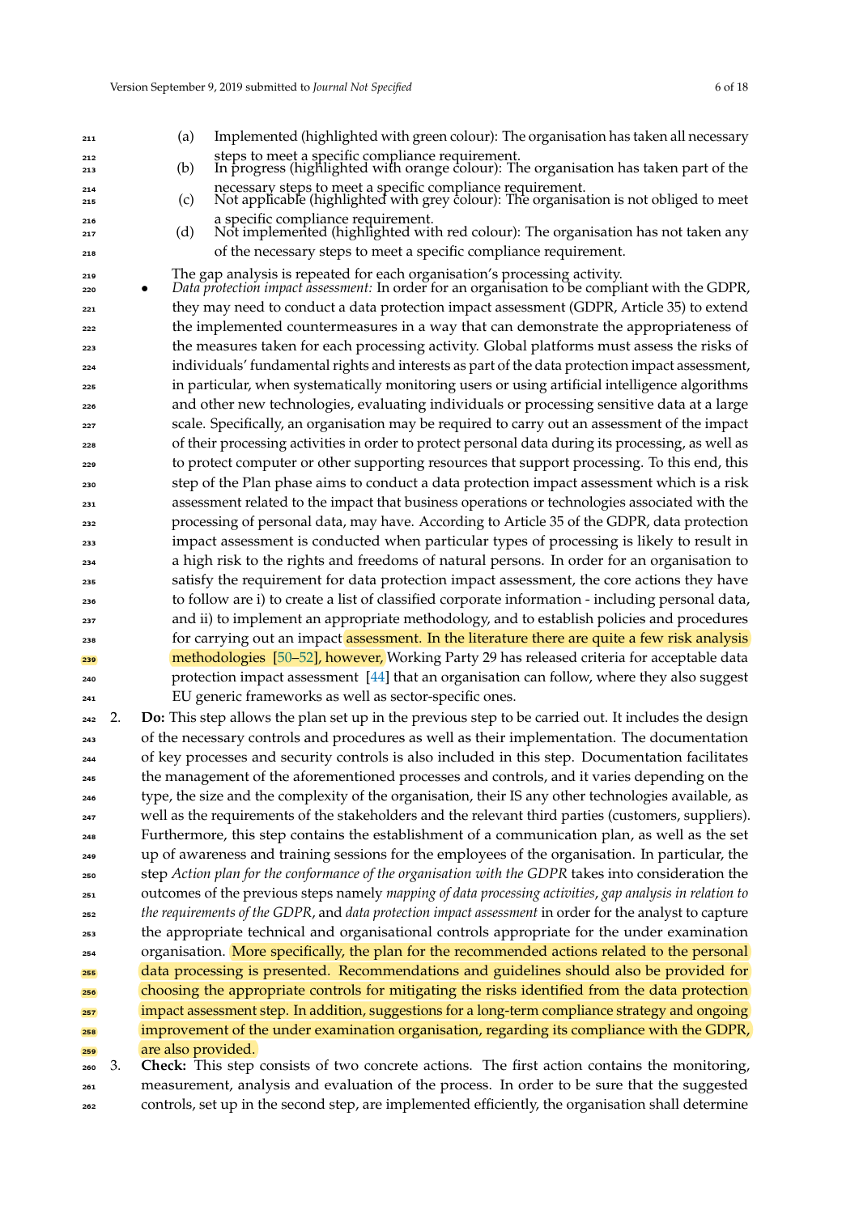(a) Implemented (highlighted with green colour): The organisation has taken all necessary steps to meet a specific compliance requirement.
    (b) In progress (highlighted with orange colour): The organisation has taken part of the necessary steps to meet a specific compliance requirement.
    (c) Not applicable (highlighted with grey colour): The organisation is not obliged to meet a specific compliance requirement.
    (d) Not implemented (highlighted with red colour): The organisation has not taken any of the necessary steps to meet a specific compliance requirement.

  The gap analysis is repeated for each organisation's processing activity.

- *Data protection impact assessment:* In order for an organisation to be compliant with the GDPR, they may need to conduct a data protection impact assessment (GDPR, Article 35) to extend the implemented countermeasures in a way that can demonstrate the appropriateness of the measures taken for each processing activity. Global platforms must assess the risks of individuals' fundamental rights and interests as part of the data protection impact assessment, in particular, when systematically monitoring users or using artificial intelligence algorithms and other new technologies, evaluating individuals or processing sensitive data at a large scale. Specifically, an organisation may be required to carry out an assessment of the impact of their processing activities in order to protect personal data during its processing, as well as to protect computer or other supporting resources that support processing. To this end, this step of the Plan phase aims to conduct a data protection impact assessment which is a risk assessment related to the impact that business operations or technologies associated with the processing of personal data, may have. According to Article 35 of the GDPR, data protection impact assessment is conducted when particular types of processing is likely to result in a high risk to the rights and freedoms of natural persons. In order for an organisation to satisfy the requirement for data protection impact assessment, the core actions they have to follow are i) to create a list of classified corporate information - including personal data, and ii) to implement an appropriate methodology, and to establish policies and procedures for carrying out an impact assessment. In the literature there are quite a few risk analysis methodologies [50–52], however, Working Party 29 has released criteria for acceptable data protection impact assessment [44] that an organisation can follow, where they also suggest EU generic frameworks as well as sector-specific ones.

2. **Do:** This step allows the plan set up in the previous step to be carried out. It includes the design of the necessary controls and procedures as well as their implementation. The documentation of key processes and security controls is also included in this step. Documentation facilitates the management of the aforementioned processes and controls, and it varies depending on the type, the size and the complexity of the organisation, their IS any other technologies available, as well as the requirements of the stakeholders and the relevant third parties (customers, suppliers). Furthermore, this step contains the establishment of a communication plan, as well as the set up of awareness and training sessions for the employees of the organisation. In particular, the step *Action plan for the conformance of the organisation with the GDPR* takes into consideration the outcomes of the previous steps namely *mapping of data processing activities*, *gap analysis in relation to the requirements of the GDPR*, and *data protection impact assessment* in order for the analyst to capture the appropriate technical and organisational controls appropriate for the under examination organisation. More specifically, the plan for the recommended actions related to the personal data processing is presented. Recommendations and guidelines should also be provided for choosing the appropriate controls for mitigating the risks identified from the data protection impact assessment step. In addition, suggestions for a long-term compliance strategy and ongoing improvement of the under examination organisation, regarding its compliance with the GDPR, are also provided.
3. **Check:** This step consists of two concrete actions. The first action contains the monitoring, measurement, analysis and evaluation of the process. In order to be sure that the suggested controls, set up in the second step, are implemented efficiently, the organisation shall determine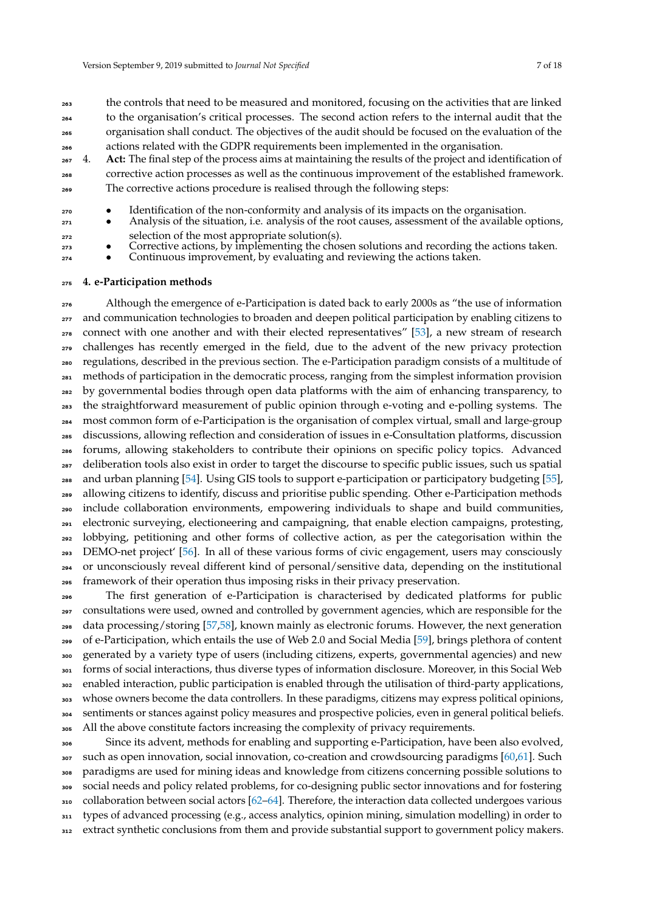the controls that need to be measured and monitored, focusing on the activities that are linked to the organisation's critical processes. The second action refers to the internal audit that the organisation shall conduct. The objectives of the audit should be focused on the evaluation of the actions related with the GDPR requirements been implemented in the organisation.

4. **Act:** The final step of the process aims at maintaining the results of the project and identification of corrective action processes as well as the continuous improvement of the established framework. The corrective actions procedure is realised through the following steps:
   - Identification of the non-conformity and analysis of its impacts on the organisation.
   - Analysis of the situation, i.e. analysis of the root causes, assessment of the available options, selection of the most appropriate solution(s).
   - Corrective actions, by implementing the chosen solutions and recording the actions taken.
   - Continuous improvement, by evaluating and reviewing the actions taken.

## 4. e-Participation methods

Although the emergence of e-Participation is dated back to early 2000s as "the use of information and communication technologies to broaden and deepen political participation by enabling citizens to connect with one another and with their elected representatives" [53], a new stream of research challenges has recently emerged in the field, due to the advent of the new privacy protection regulations, described in the previous section. The e-Participation paradigm consists of a multitude of methods of participation in the democratic process, ranging from the simplest information provision by governmental bodies through open data platforms with the aim of enhancing transparency, to the straightforward measurement of public opinion through e-voting and e-polling systems. The most common form of e-Participation is the organisation of complex virtual, small and large-group discussions, allowing reflection and consideration of issues in e-Consultation platforms, discussion forums, allowing stakeholders to contribute their opinions on specific policy topics. Advanced deliberation tools also exist in order to target the discourse to specific public issues, such us spatial and urban planning [54]. Using GIS tools to support e-participation or participatory budgeting [55], allowing citizens to identify, discuss and prioritise public spending. Other e-Participation methods include collaboration environments, empowering individuals to shape and build communities, electronic surveying, electioneering and campaigning, that enable election campaigns, protesting, lobbying, petitioning and other forms of collective action, as per the categorisation within the DEMO-net project' [56]. In all of these various forms of civic engagement, users may consciously or unconsciously reveal different kind of personal/sensitive data, depending on the institutional framework of their operation thus imposing risks in their privacy preservation.

The first generation of e-Participation is characterised by dedicated platforms for public consultations were used, owned and controlled by government agencies, which are responsible for the data processing/storing [57,58], known mainly as electronic forums. However, the next generation of e-Participation, which entails the use of Web 2.0 and Social Media [59], brings plethora of content generated by a variety type of users (including citizens, experts, governmental agencies) and new forms of social interactions, thus diverse types of information disclosure. Moreover, in this Social Web enabled interaction, public participation is enabled through the utilisation of third-party applications, whose owners become the data controllers. In these paradigms, citizens may express political opinions, sentiments or stances against policy measures and prospective policies, even in general political beliefs. All the above constitute factors increasing the complexity of privacy requirements.

Since its advent, methods for enabling and supporting e-Participation, have been also evolved, such as open innovation, social innovation, co-creation and crowdsourcing paradigms [60,61]. Such paradigms are used for mining ideas and knowledge from citizens concerning possible solutions to social needs and policy related problems, for co-designing public sector innovations and for fostering collaboration between social actors [62–64]. Therefore, the interaction data collected undergoes various types of advanced processing (e.g., access analytics, opinion mining, simulation modelling) in order to extract synthetic conclusions from them and provide substantial support to government policy makers.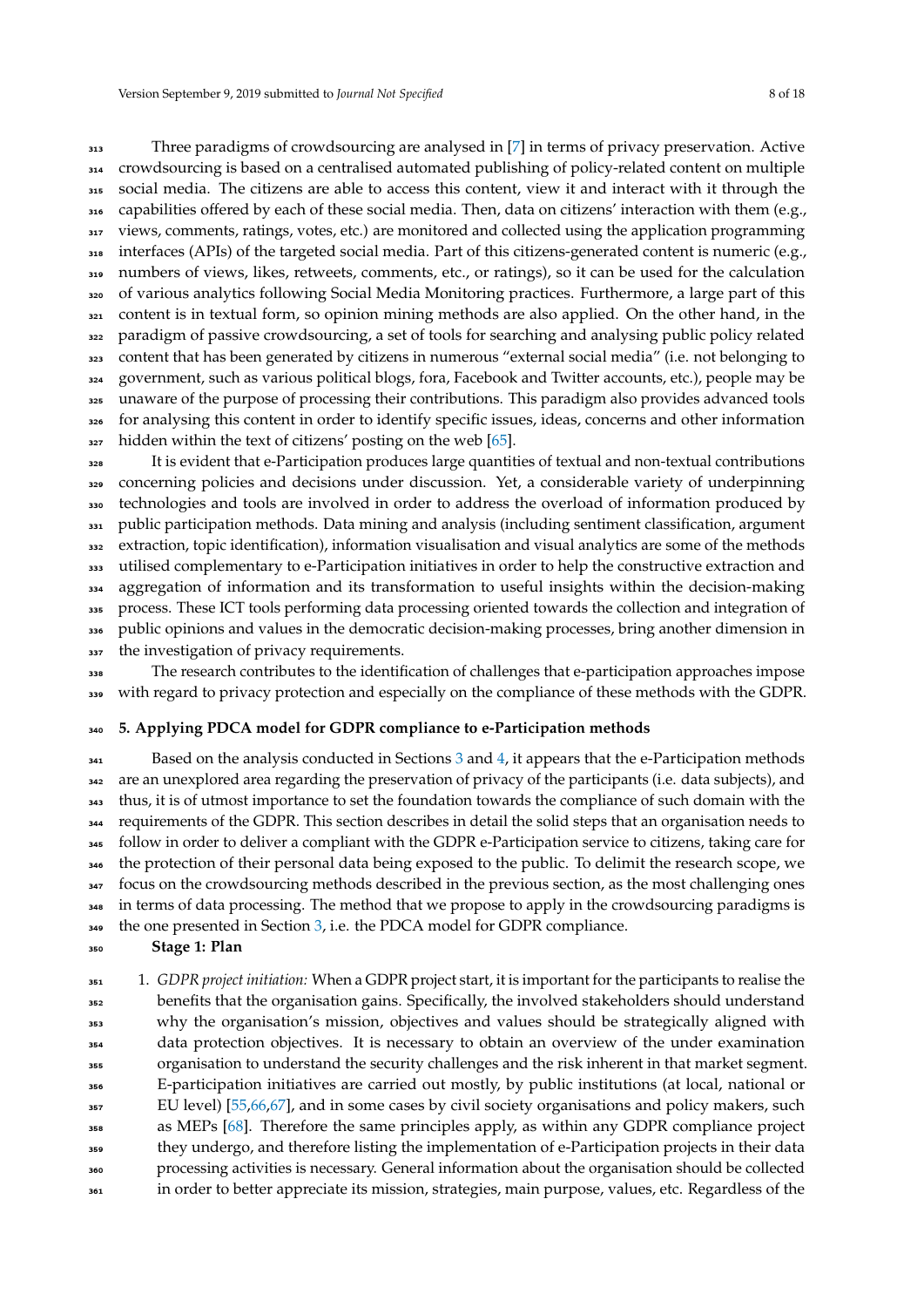Three paradigms of crowdsourcing are analysed in [7] in terms of privacy preservation. Active crowdsourcing is based on a centralised automated publishing of policy-related content on multiple social media. The citizens are able to access this content, view it and interact with it through the capabilities offered by each of these social media. Then, data on citizens' interaction with them (e.g., views, comments, ratings, votes, etc.) are monitored and collected using the application programming interfaces (APIs) of the targeted social media. Part of this citizens-generated content is numeric (e.g., numbers of views, likes, retweets, comments, etc., or ratings), so it can be used for the calculation of various analytics following Social Media Monitoring practices. Furthermore, a large part of this content is in textual form, so opinion mining methods are also applied. On the other hand, in the paradigm of passive crowdsourcing, a set of tools for searching and analysing public policy related content that has been generated by citizens in numerous "external social media" (i.e. not belonging to government, such as various political blogs, fora, Facebook and Twitter accounts, etc.), people may be unaware of the purpose of processing their contributions. This paradigm also provides advanced tools for analysing this content in order to identify specific issues, ideas, concerns and other information hidden within the text of citizens' posting on the web [65].

It is evident that e-Participation produces large quantities of textual and non-textual contributions concerning policies and decisions under discussion. Yet, a considerable variety of underpinning technologies and tools are involved in order to address the overload of information produced by public participation methods. Data mining and analysis (including sentiment classification, argument extraction, topic identification), information visualisation and visual analytics are some of the methods utilised complementary to e-Participation initiatives in order to help the constructive extraction and aggregation of information and its transformation to useful insights within the decision-making process. These ICT tools performing data processing oriented towards the collection and integration of public opinions and values in the democratic decision-making processes, bring another dimension in the investigation of privacy requirements.

The research contributes to the identification of challenges that e-participation approaches impose with regard to privacy protection and especially on the compliance of these methods with the GDPR.

## 5. Applying PDCA model for GDPR compliance to e-Participation methods

Based on the analysis conducted in Sections 3 and 4, it appears that the e-Participation methods are an unexplored area regarding the preservation of privacy of the participants (i.e. data subjects), and thus, it is of utmost importance to set the foundation towards the compliance of such domain with the requirements of the GDPR. This section describes in detail the solid steps that an organisation needs to follow in order to deliver a compliant with the GDPR e-Participation service to citizens, taking care for the protection of their personal data being exposed to the public. To delimit the research scope, we focus on the crowdsourcing methods described in the previous section, as the most challenging ones in terms of data processing. The method that we propose to apply in the crowdsourcing paradigms is the one presented in Section 3, i.e. the PDCA model for GDPR compliance.

**Stage 1: Plan**

1. *GDPR project initiation:* When a GDPR project start, it is important for the participants to realise the benefits that the organisation gains. Specifically, the involved stakeholders should understand why the organisation's mission, objectives and values should be strategically aligned with data protection objectives. It is necessary to obtain an overview of the under examination organisation to understand the security challenges and the risk inherent in that market segment. E-participation initiatives are carried out mostly, by public institutions (at local, national or EU level) [55,66,67], and in some cases by civil society organisations and policy makers, such as MEPs [68]. Therefore the same principles apply, as within any GDPR compliance project they undergo, and therefore listing the implementation of e-Participation projects in their data processing activities is necessary. General information about the organisation should be collected in order to better appreciate its mission, strategies, main purpose, values, etc. Regardless of the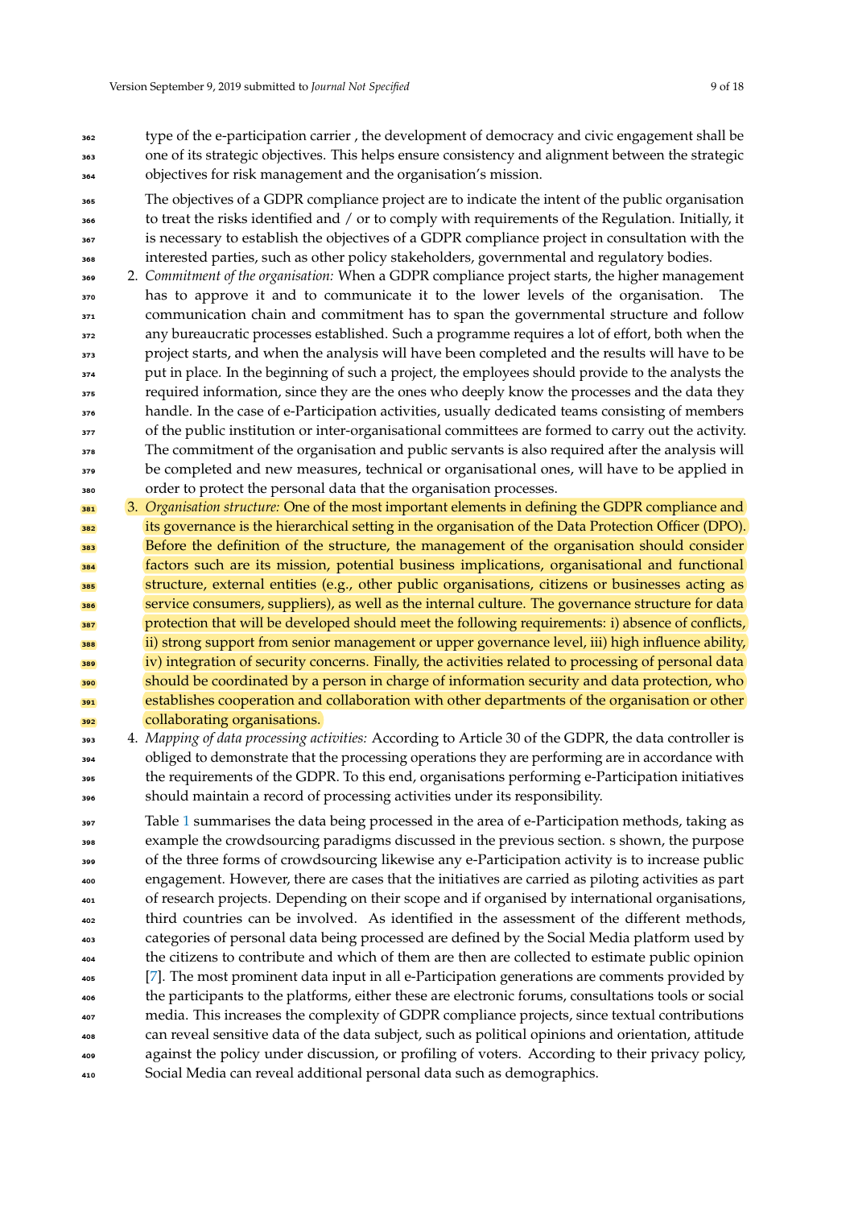type of the e-participation carrier , the development of democracy and civic engagement shall be one of its strategic objectives. This helps ensure consistency and alignment between the strategic objectives for risk management and the organisation's mission.

The objectives of a GDPR compliance project are to indicate the intent of the public organisation to treat the risks identified and / or to comply with requirements of the Regulation. Initially, it is necessary to establish the objectives of a GDPR compliance project in consultation with the interested parties, such as other policy stakeholders, governmental and regulatory bodies.

2. *Commitment of the organisation:* When a GDPR compliance project starts, the higher management has to approve it and to communicate it to the lower levels of the organisation. The communication chain and commitment has to span the governmental structure and follow any bureaucratic processes established. Such a programme requires a lot of effort, both when the project starts, and when the analysis will have been completed and the results will have to be put in place. In the beginning of such a project, the employees should provide to the analysts the required information, since they are the ones who deeply know the processes and the data they handle. In the case of e-Participation activities, usually dedicated teams consisting of members of the public institution or inter-organisational committees are formed to carry out the activity. The commitment of the organisation and public servants is also required after the analysis will be completed and new measures, technical or organisational ones, will have to be applied in order to protect the personal data that the organisation processes.
3. *Organisation structure:* One of the most important elements in defining the GDPR compliance and its governance is the hierarchical setting in the organisation of the Data Protection Officer (DPO). Before the definition of the structure, the management of the organisation should consider factors such are its mission, potential business implications, organisational and functional structure, external entities (e.g., other public organisations, citizens or businesses acting as service consumers, suppliers), as well as the internal culture. The governance structure for data protection that will be developed should meet the following requirements: i) absence of conflicts, ii) strong support from senior management or upper governance level, iii) high influence ability, iv) integration of security concerns. Finally, the activities related to processing of personal data should be coordinated by a person in charge of information security and data protection, who establishes cooperation and collaboration with other departments of the organisation or other collaborating organisations.
4. *Mapping of data processing activities:* According to Article 30 of the GDPR, the data controller is obliged to demonstrate that the processing operations they are performing are in accordance with the requirements of the GDPR. To this end, organisations performing e-Participation initiatives should maintain a record of processing activities under its responsibility.

Table 1 summarises the data being processed in the area of e-Participation methods, taking as example the crowdsourcing paradigms discussed in the previous section. s shown, the purpose of the three forms of crowdsourcing likewise any e-Participation activity is to increase public engagement. However, there are cases that the initiatives are carried as piloting activities as part of research projects. Depending on their scope and if organised by international organisations, third countries can be involved. As identified in the assessment of the different methods, categories of personal data being processed are defined by the Social Media platform used by the citizens to contribute and which of them are then are collected to estimate public opinion [7]. The most prominent data input in all e-Participation generations are comments provided by the participants to the platforms, either these are electronic forums, consultations tools or social media. This increases the complexity of GDPR compliance projects, since textual contributions can reveal sensitive data of the data subject, such as political opinions and orientation, attitude against the policy under discussion, or profiling of voters. According to their privacy policy, Social Media can reveal additional personal data such as demographics.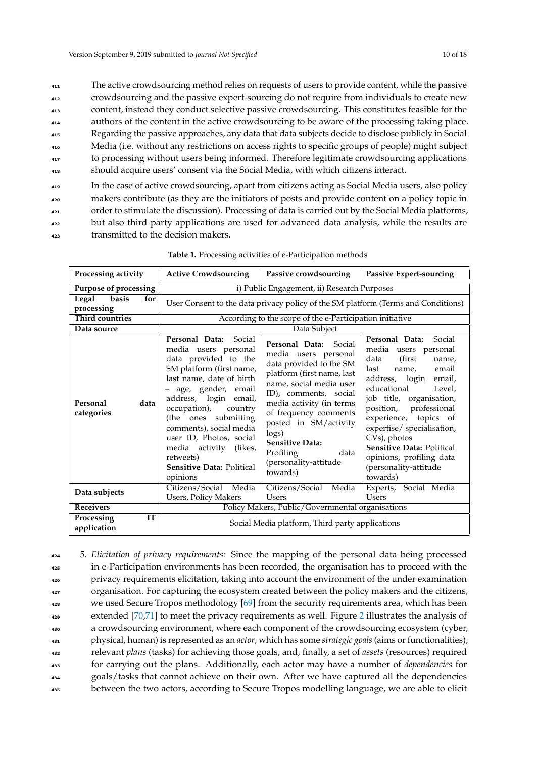The active crowdsourcing method relies on requests of users to provide content, while the passive crowdsourcing and the passive expert-sourcing do not require from individuals to create new content, instead they conduct selective passive crowdsourcing. This constitutes feasible for the authors of the content in the active crowdsourcing to be aware of the processing taking place. Regarding the passive approaches, any data that data subjects decide to disclose publicly in Social Media (i.e. without any restrictions on access rights to specific groups of people) might subject to processing without users being informed. Therefore legitimate crowdsourcing applications should acquire users' consent via the Social Media, with which citizens interact.

In the case of active crowdsourcing, apart from citizens acting as Social Media users, also policy makers contribute (as they are the initiators of posts and provide content on a policy topic in order to stimulate the discussion). Processing of data is carried out by the Social Media platforms, but also third party applications are used for advanced data analysis, while the results are transmitted to the decision makers.

**Table 1.** Processing activities of e-Participation methods

| Processing activity | Active Crowdsourcing | Passive crowdsourcing | Passive Expert-sourcing |
|---|---|---|---|
| **Purpose of processing** | i) Public Engagement, ii) Research Purposes | | |
| **Legal basis for processing** | User Consent to the data privacy policy of the SM platform (Terms and Conditions) | | |
| **Third countries** | According to the scope of the e-Participation initiative | | |
| **Data source** | Data Subject | | |
| **Personal data categories** | **Personal Data:** Social media users personal data provided to the SM platform (first name, last name, date of birth – age, gender, email address, login email, occupation), country (the ones submitting comments), social media user ID, Photos, social media activity (likes, retweets) **Sensitive Data:** Political opinions | **Personal Data:** Social media users personal data provided to the SM platform (first name, last name, social media user ID), comments, social media activity (in terms of frequency comments posted in SM/activity logs) **Sensitive Data:** Profiling data (personality-attitude towards) | **Personal Data:** Social media users personal data (first name, last name, email address, login email, educational Level, job title, organisation, position, professional experience, topics of expertise/ specialisation, CVs), photos **Sensitive Data:** Political opinions, profiling data (personality-attitude towards) |
| **Data subjects** | Citizens/Social Media Users, Policy Makers | Citizens/Social Media Users | Experts, Social Media Users |
| **Receivers** | Policy Makers, Public/Governmental organisations | | |
| **Processing IT application** | Social Media platform, Third party applications | | |

5. *Elicitation of privacy requirements:* Since the mapping of the personal data being processed in e-Participation environments has been recorded, the organisation has to proceed with the privacy requirements elicitation, taking into account the environment of the under examination organisation. For capturing the ecosystem created between the policy makers and the citizens, we used Secure Tropos methodology [69] from the security requirements area, which has been extended [70,71] to meet the privacy requirements as well. Figure 2 illustrates the analysis of a crowdsourcing environment, where each component of the crowdsourcing ecosystem (cyber, physical, human) is represented as an *actor*, which has some *strategic goals* (aims or functionalities), relevant *plans* (tasks) for achieving those goals, and, finally, a set of *assets* (resources) required for carrying out the plans. Additionally, each actor may have a number of *dependencies* for goals/tasks that cannot achieve on their own. After we have captured all the dependencies between the two actors, according to Secure Tropos modelling language, we are able to elicit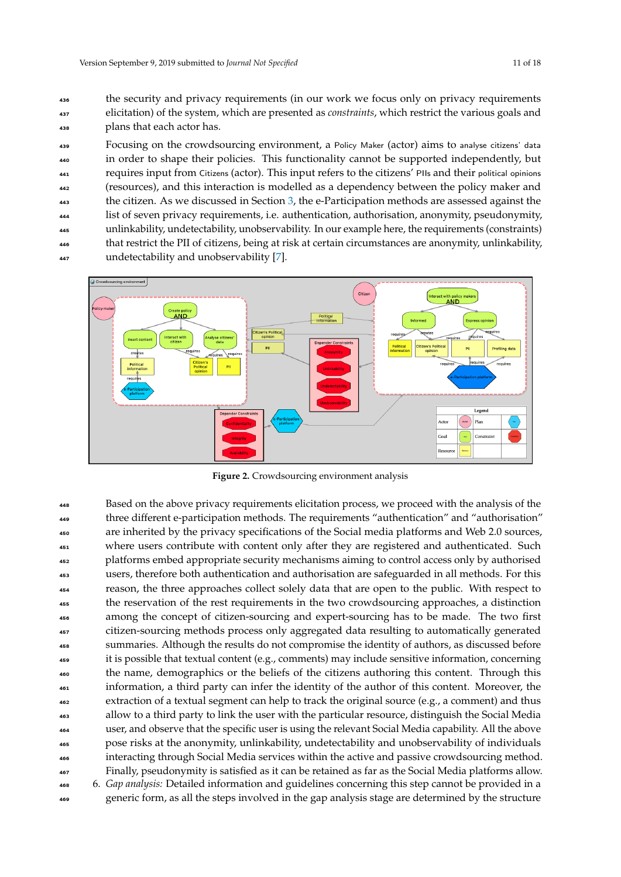the security and privacy requirements (in our work we focus only on privacy requirements elicitation) of the system, which are presented as *constraints*, which restrict the various goals and plans that each actor has.

Focusing on the crowdsourcing environment, a Policy Maker (actor) aims to analyse citizens' data in order to shape their policies. This functionality cannot be supported independently, but requires input from Citizens (actor). This input refers to the citizens' PIIs and their political opinions (resources), and this interaction is modelled as a dependency between the policy maker and the citizen. As we discussed in Section 3, the e-Participation methods are assessed against the list of seven privacy requirements, i.e. authentication, authorisation, anonymity, pseudonymity, unlinkability, undetectability, unobservability. In our example here, the requirements (constraints) that restrict the PII of citizens, being at risk at certain circumstances are anonymity, unlinkability, undetectability and unobservability [7].

**Figure 2.** Crowdsourcing environment analysis

Based on the above privacy requirements elicitation process, we proceed with the analysis of the three different e-participation methods. The requirements "authentication" and "authorisation" are inherited by the privacy specifications of the Social media platforms and Web 2.0 sources, where users contribute with content only after they are registered and authenticated. Such platforms embed appropriate security mechanisms aiming to control access only by authorised users, therefore both authentication and authorisation are safeguarded in all methods. For this reason, the three approaches collect solely data that are open to the public. With respect to the reservation of the rest requirements in the two crowdsourcing approaches, a distinction among the concept of citizen-sourcing and expert-sourcing has to be made. The two first citizen-sourcing methods process only aggregated data resulting to automatically generated summaries. Although the results do not compromise the identity of authors, as discussed before it is possible that textual content (e.g., comments) may include sensitive information, concerning the name, demographics or the beliefs of the citizens authoring this content. Through this information, a third party can infer the identity of the author of this content. Moreover, the extraction of a textual segment can help to track the original source (e.g., a comment) and thus allow to a third party to link the user with the particular resource, distinguish the Social Media user, and observe that the specific user is using the relevant Social Media capability. All the above pose risks at the anonymity, unlinkability, undetectability and unobservability of individuals interacting through Social Media services within the active and passive crowdsourcing method. Finally, pseudonymity is satisfied as it can be retained as far as the Social Media platforms allow.

6. *Gap analysis:* Detailed information and guidelines concerning this step cannot be provided in a generic form, as all the steps involved in the gap analysis stage are determined by the structure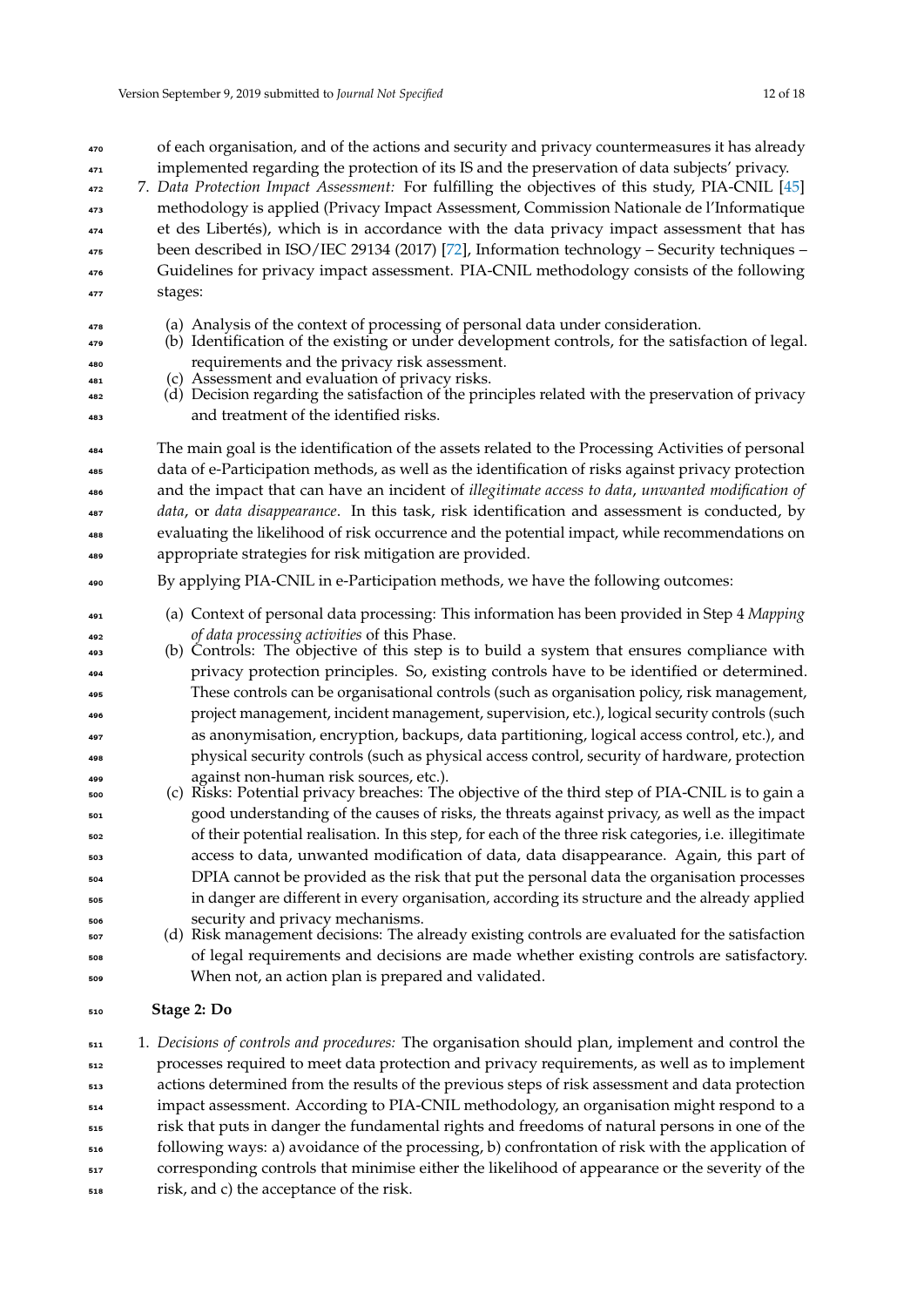of each organisation, and of the actions and security and privacy countermeasures it has already implemented regarding the protection of its IS and the preservation of data subjects' privacy.

7. *Data Protection Impact Assessment:* For fulfilling the objectives of this study, PIA-CNIL [45] methodology is applied (Privacy Impact Assessment, Commission Nationale de l'Informatique et des Libertés), which is in accordance with the data privacy impact assessment that has been described in ISO/IEC 29134 (2017) [72], Information technology – Security techniques – Guidelines for privacy impact assessment. PIA-CNIL methodology consists of the following stages:

   (a) Analysis of the context of processing of personal data under consideration.
   (b) Identification of the existing or under development controls, for the satisfaction of legal. requirements and the privacy risk assessment.
   (c) Assessment and evaluation of privacy risks.
   (d) Decision regarding the satisfaction of the principles related with the preservation of privacy and treatment of the identified risks.

   The main goal is the identification of the assets related to the Processing Activities of personal data of e-Participation methods, as well as the identification of risks against privacy protection and the impact that can have an incident of *illegitimate access to data*, *unwanted modification of data*, or *data disappearance*. In this task, risk identification and assessment is conducted, by evaluating the likelihood of risk occurrence and the potential impact, while recommendations on appropriate strategies for risk mitigation are provided.

   By applying PIA-CNIL in e-Participation methods, we have the following outcomes:

   (a) Context of personal data processing: This information has been provided in Step 4 *Mapping of data processing activities* of this Phase.
   (b) Controls: The objective of this step is to build a system that ensures compliance with privacy protection principles. So, existing controls have to be identified or determined. These controls can be organisational controls (such as organisation policy, risk management, project management, incident management, supervision, etc.), logical security controls (such as anonymisation, encryption, backups, data partitioning, logical access control, etc.), and physical security controls (such as physical access control, security of hardware, protection against non-human risk sources, etc.).
   (c) Risks: Potential privacy breaches: The objective of the third step of PIA-CNIL is to gain a good understanding of the causes of risks, the threats against privacy, as well as the impact of their potential realisation. In this step, for each of the three risk categories, i.e. illegitimate access to data, unwanted modification of data, data disappearance. Again, this part of DPIA cannot be provided as the risk that put the personal data the organisation processes in danger are different in every organisation, according its structure and the already applied security and privacy mechanisms.
   (d) Risk management decisions: The already existing controls are evaluated for the satisfaction of legal requirements and decisions are made whether existing controls are satisfactory. When not, an action plan is prepared and validated.

**Stage 2: Do**

1. *Decisions of controls and procedures:* The organisation should plan, implement and control the processes required to meet data protection and privacy requirements, as well as to implement actions determined from the results of the previous steps of risk assessment and data protection impact assessment. According to PIA-CNIL methodology, an organisation might respond to a risk that puts in danger the fundamental rights and freedoms of natural persons in one of the following ways: a) avoidance of the processing, b) confrontation of risk with the application of corresponding controls that minimise either the likelihood of appearance or the severity of the risk, and c) the acceptance of the risk.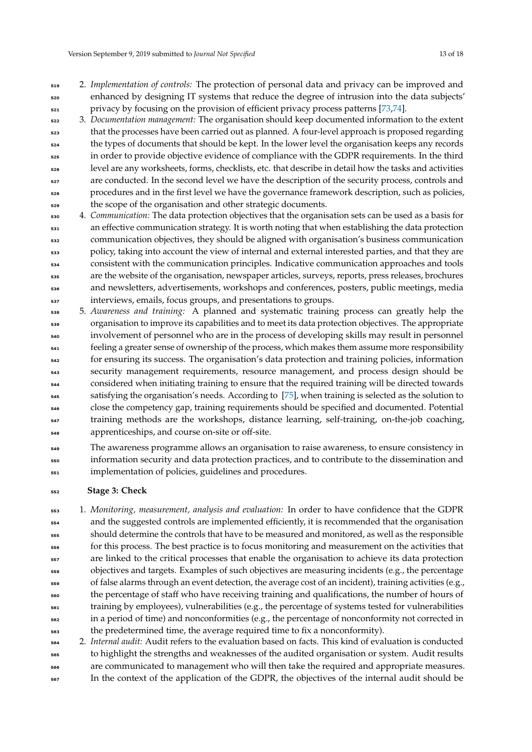2. *Implementation of controls:* The protection of personal data and privacy can be improved and enhanced by designing IT systems that reduce the degree of intrusion into the data subjects' privacy by focusing on the provision of efficient privacy process patterns [73,74].
3. *Documentation management:* The organisation should keep documented information to the extent that the processes have been carried out as planned. A four-level approach is proposed regarding the types of documents that should be kept. In the lower level the organisation keeps any records in order to provide objective evidence of compliance with the GDPR requirements. In the third level are any worksheets, forms, checklists, etc. that describe in detail how the tasks and activities are conducted. In the second level we have the description of the security process, controls and procedures and in the first level we have the governance framework description, such as policies, the scope of the organisation and other strategic documents.
4. *Communication:* The data protection objectives that the organisation sets can be used as a basis for an effective communication strategy. It is worth noting that when establishing the data protection communication objectives, they should be aligned with organisation's business communication policy, taking into account the view of internal and external interested parties, and that they are consistent with the communication principles. Indicative communication approaches and tools are the website of the organisation, newspaper articles, surveys, reports, press releases, brochures and newsletters, advertisements, workshops and conferences, posters, public meetings, media interviews, emails, focus groups, and presentations to groups.
5. *Awareness and training:* A planned and systematic training process can greatly help the organisation to improve its capabilities and to meet its data protection objectives. The appropriate involvement of personnel who are in the process of developing skills may result in personnel feeling a greater sense of ownership of the process, which makes them assume more responsibility for ensuring its success. The organisation's data protection and training policies, information security management requirements, resource management, and process design should be considered when initiating training to ensure that the required training will be directed towards satisfying the organisation's needs. According to [75], when training is selected as the solution to close the competency gap, training requirements should be specified and documented. Potential training methods are the workshops, distance learning, self-training, on-the-job coaching, apprenticeships, and course on-site or off-site.

   The awareness programme allows an organisation to raise awareness, to ensure consistency in information security and data protection practices, and to contribute to the dissemination and implementation of policies, guidelines and procedures.

**Stage 3: Check**

1. *Monitoring, measurement, analysis and evaluation:* In order to have confidence that the GDPR and the suggested controls are implemented efficiently, it is recommended that the organisation should determine the controls that have to be measured and monitored, as well as the responsible for this process. The best practice is to focus monitoring and measurement on the activities that are linked to the critical processes that enable the organisation to achieve its data protection objectives and targets. Examples of such objectives are measuring incidents (e.g., the percentage of false alarms through an event detection, the average cost of an incident), training activities (e.g., the percentage of staff who have receiving training and qualifications, the number of hours of training by employees), vulnerabilities (e.g., the percentage of systems tested for vulnerabilities in a period of time) and nonconformities (e.g., the percentage of nonconformity not corrected in the predetermined time, the average required time to fix a nonconformity).
2. *Internal audit:* Audit refers to the evaluation based on facts. This kind of evaluation is conducted to highlight the strengths and weaknesses of the audited organisation or system. Audit results are communicated to management who will then take the required and appropriate measures. In the context of the application of the GDPR, the objectives of the internal audit should be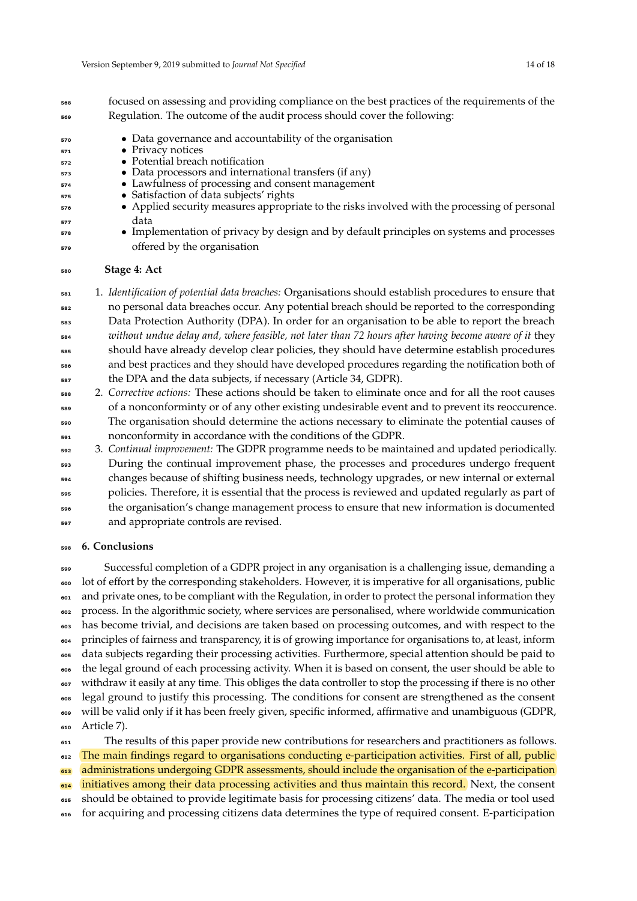focused on assessing and providing compliance on the best practices of the requirements of the Regulation. The outcome of the audit process should cover the following:

- Data governance and accountability of the organisation
- Privacy notices
- Potential breach notification
- Data processors and international transfers (if any)
- Lawfulness of processing and consent management
- Satisfaction of data subjects' rights
- Applied security measures appropriate to the risks involved with the processing of personal data
- Implementation of privacy by design and by default principles on systems and processes offered by the organisation

**Stage 4: Act**

1. *Identification of potential data breaches:* Organisations should establish procedures to ensure that no personal data breaches occur. Any potential breach should be reported to the corresponding Data Protection Authority (DPA). In order for an organisation to be able to report the breach *without undue delay and, where feasible, not later than 72 hours after having become aware of it* they should have already develop clear policies, they should have determine establish procedures and best practices and they should have developed procedures regarding the notification both of the DPA and the data subjects, if necessary (Article 34, GDPR).
2. *Corrective actions:* These actions should be taken to eliminate once and for all the root causes of a nonconforminty or of any other existing undesirable event and to prevent its reoccurence. The organisation should determine the actions necessary to eliminate the potential causes of nonconformity in accordance with the conditions of the GDPR.
3. *Continual improvement:* The GDPR programme needs to be maintained and updated periodically. During the continual improvement phase, the processes and procedures undergo frequent changes because of shifting business needs, technology upgrades, or new internal or external policies. Therefore, it is essential that the process is reviewed and updated regularly as part of the organisation's change management process to ensure that new information is documented and appropriate controls are revised.

## 6. Conclusions

Successful completion of a GDPR project in any organisation is a challenging issue, demanding a lot of effort by the corresponding stakeholders. However, it is imperative for all organisations, public and private ones, to be compliant with the Regulation, in order to protect the personal information they process. In the algorithmic society, where services are personalised, where worldwide communication has become trivial, and decisions are taken based on processing outcomes, and with respect to the principles of fairness and transparency, it is of growing importance for organisations to, at least, inform data subjects regarding their processing activities. Furthermore, special attention should be paid to the legal ground of each processing activity. When it is based on consent, the user should be able to withdraw it easily at any time. This obliges the data controller to stop the processing if there is no other legal ground to justify this processing. The conditions for consent are strengthened as the consent will be valid only if it has been freely given, specific informed, affirmative and unambiguous (GDPR, Article 7).

The results of this paper provide new contributions for researchers and practitioners as follows. The main findings regard to organisations conducting e-participation activities. First of all, public administrations undergoing GDPR assessments, should include the organisation of the e-participation initiatives among their data processing activities and thus maintain this record. Next, the consent should be obtained to provide legitimate basis for processing citizens' data. The media or tool used for acquiring and processing citizens data determines the type of required consent. E-participation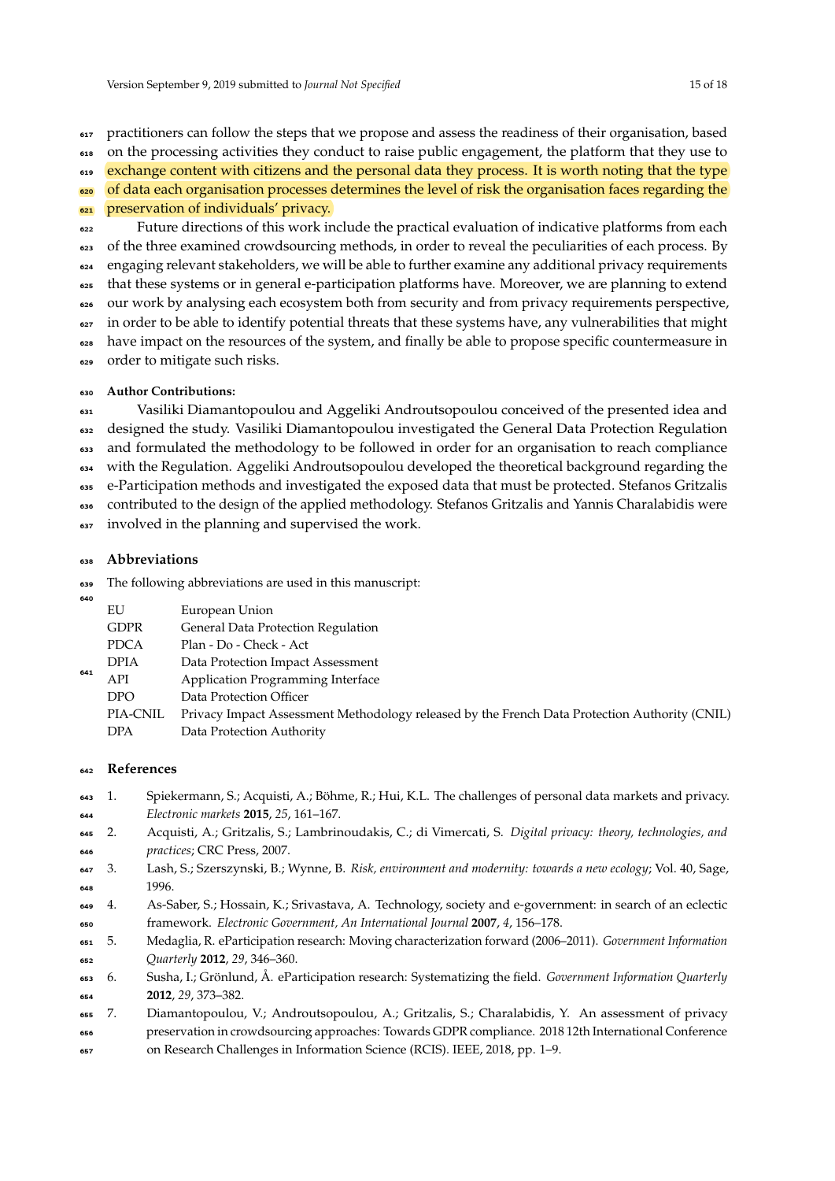practitioners can follow the steps that we propose and assess the readiness of their organisation, based on the processing activities they conduct to raise public engagement, the platform that they use to exchange content with citizens and the personal data they process. It is worth noting that the type of data each organisation processes determines the level of risk the organisation faces regarding the preservation of individuals' privacy.

Future directions of this work include the practical evaluation of indicative platforms from each of the three examined crowdsourcing methods, in order to reveal the peculiarities of each process. By engaging relevant stakeholders, we will be able to further examine any additional privacy requirements that these systems or in general e-participation platforms have. Moreover, we are planning to extend our work by analysing each ecosystem both from security and from privacy requirements perspective, in order to be able to identify potential threats that these systems have, any vulnerabilities that might have impact on the resources of the system, and finally be able to propose specific countermeasure in order to mitigate such risks.

**Author Contributions:**

Vasiliki Diamantopoulou and Aggeliki Androutsopoulou conceived of the presented idea and designed the study. Vasiliki Diamantopoulou investigated the General Data Protection Regulation and formulated the methodology to be followed in order for an organisation to reach compliance with the Regulation. Aggeliki Androutsopoulou developed the theoretical background regarding the e-Participation methods and investigated the exposed data that must be protected. Stefanos Gritzalis contributed to the design of the applied methodology. Stefanos Gritzalis and Yannis Charalabidis were involved in the planning and supervised the work.

## Abbreviations

The following abbreviations are used in this manuscript:

| | |
|---|---|
| EU | European Union |
| GDPR | General Data Protection Regulation |
| PDCA | Plan - Do - Check - Act |
| DPIA | Data Protection Impact Assessment |
| API | Application Programming Interface |
| DPO | Data Protection Officer |
| PIA-CNIL | Privacy Impact Assessment Methodology released by the French Data Protection Authority (CNIL) |
| DPA | Data Protection Authority |

## References

1. Spiekermann, S.; Acquisti, A.; Böhme, R.; Hui, K.L. The challenges of personal data markets and privacy. *Electronic markets* **2015**, *25*, 161–167.
2. Acquisti, A.; Gritzalis, S.; Lambrinoudakis, C.; di Vimercati, S. *Digital privacy: theory, technologies, and practices*; CRC Press, 2007.
3. Lash, S.; Szerszynski, B.; Wynne, B. *Risk, environment and modernity: towards a new ecology*; Vol. 40, Sage, 1996.
4. As-Saber, S.; Hossain, K.; Srivastava, A. Technology, society and e-government: in search of an eclectic framework. *Electronic Government, An International Journal* **2007**, *4*, 156–178.
5. Medaglia, R. eParticipation research: Moving characterization forward (2006–2011). *Government Information Quarterly* **2012**, *29*, 346–360.
6. Susha, I.; Grönlund, Å. eParticipation research: Systematizing the field. *Government Information Quarterly* **2012**, *29*, 373–382.
7. Diamantopoulou, V.; Androutsopoulou, A.; Gritzalis, S.; Charalabidis, Y. An assessment of privacy preservation in crowdsourcing approaches: Towards GDPR compliance. 2018 12th International Conference on Research Challenges in Information Science (RCIS). IEEE, 2018, pp. 1–9.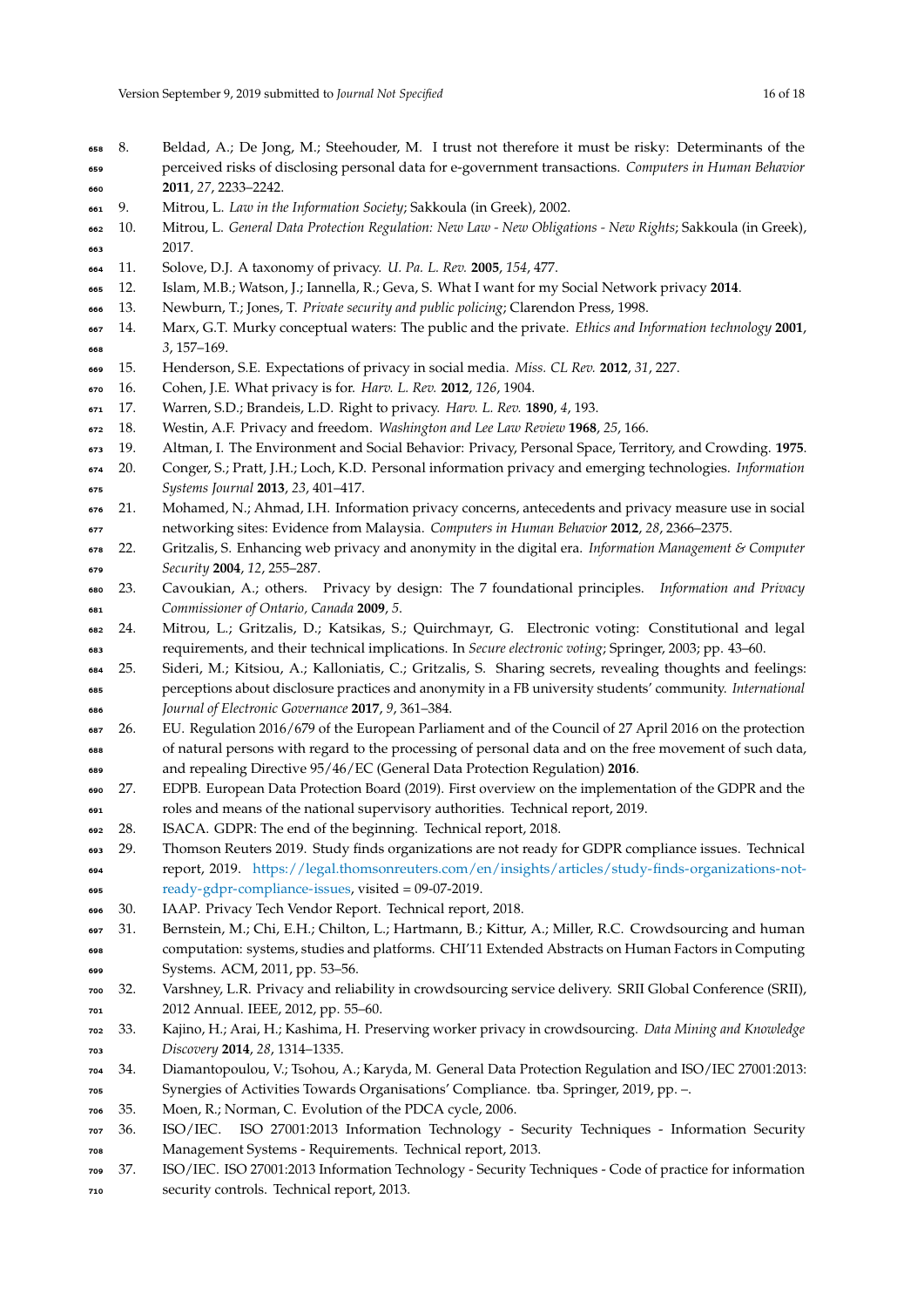8. Beldad, A.; De Jong, M.; Steehouder, M. I trust not therefore it must be risky: Determinants of the perceived risks of disclosing personal data for e-government transactions. *Computers in Human Behavior* **2011**, *27*, 2233–2242.
9. Mitrou, L. *Law in the Information Society*; Sakkoula (in Greek), 2002.
10. Mitrou, L. *General Data Protection Regulation: New Law - New Obligations - New Rights*; Sakkoula (in Greek), 2017.
11. Solove, D.J. A taxonomy of privacy. *U. Pa. L. Rev.* **2005**, *154*, 477.
12. Islam, M.B.; Watson, J.; Iannella, R.; Geva, S. What I want for my Social Network privacy **2014**.
13. Newburn, T.; Jones, T. *Private security and public policing*; Clarendon Press, 1998.
14. Marx, G.T. Murky conceptual waters: The public and the private. *Ethics and Information technology* **2001**, *3*, 157–169.
15. Henderson, S.E. Expectations of privacy in social media. *Miss. CL Rev.* **2012**, *31*, 227.
16. Cohen, J.E. What privacy is for. *Harv. L. Rev.* **2012**, *126*, 1904.
17. Warren, S.D.; Brandeis, L.D. Right to privacy. *Harv. L. Rev.* **1890**, *4*, 193.
18. Westin, A.F. Privacy and freedom. *Washington and Lee Law Review* **1968**, *25*, 166.
19. Altman, I. The Environment and Social Behavior: Privacy, Personal Space, Territory, and Crowding. **1975**.
20. Conger, S.; Pratt, J.H.; Loch, K.D. Personal information privacy and emerging technologies. *Information Systems Journal* **2013**, *23*, 401–417.
21. Mohamed, N.; Ahmad, I.H. Information privacy concerns, antecedents and privacy measure use in social networking sites: Evidence from Malaysia. *Computers in Human Behavior* **2012**, *28*, 2366–2375.
22. Gritzalis, S. Enhancing web privacy and anonymity in the digital era. *Information Management & Computer Security* **2004**, *12*, 255–287.
23. Cavoukian, A.; others. Privacy by design: The 7 foundational principles. *Information and Privacy Commissioner of Ontario, Canada* **2009**, *5*.
24. Mitrou, L.; Gritzalis, D.; Katsikas, S.; Quirchmayr, G. Electronic voting: Constitutional and legal requirements, and their technical implications. In *Secure electronic voting*; Springer, 2003; pp. 43–60.
25. Sideri, M.; Kitsiou, A.; Kalloniatis, C.; Gritzalis, S. Sharing secrets, revealing thoughts and feelings: perceptions about disclosure practices and anonymity in a FB university students' community. *International Journal of Electronic Governance* **2017**, *9*, 361–384.
26. EU. Regulation 2016/679 of the European Parliament and of the Council of 27 April 2016 on the protection of natural persons with regard to the processing of personal data and on the free movement of such data, and repealing Directive 95/46/EC (General Data Protection Regulation) **2016**.
27. EDPB. European Data Protection Board (2019). First overview on the implementation of the GDPR and the roles and means of the national supervisory authorities. Technical report, 2019.
28. ISACA. GDPR: The end of the beginning. Technical report, 2018.
29. Thomson Reuters 2019. Study finds organizations are not ready for GDPR compliance issues. Technical report, 2019. https://legal.thomsonreuters.com/en/insights/articles/study-finds-organizations-not-ready-gdpr-compliance-issues, visited = 09-07-2019.
30. IAAP. Privacy Tech Vendor Report. Technical report, 2018.
31. Bernstein, M.; Chi, E.H.; Chilton, L.; Hartmann, B.; Kittur, A.; Miller, R.C. Crowdsourcing and human computation: systems, studies and platforms. CHI'11 Extended Abstracts on Human Factors in Computing Systems. ACM, 2011, pp. 53–56.
32. Varshney, L.R. Privacy and reliability in crowdsourcing service delivery. SRII Global Conference (SRII), 2012 Annual. IEEE, 2012, pp. 55–60.
33. Kajino, H.; Arai, H.; Kashima, H. Preserving worker privacy in crowdsourcing. *Data Mining and Knowledge Discovery* **2014**, *28*, 1314–1335.
34. Diamantopoulou, V.; Tsohou, A.; Karyda, M. General Data Protection Regulation and ISO/IEC 27001:2013: Synergies of Activities Towards Organisations' Compliance. tba. Springer, 2019, pp. –.
35. Moen, R.; Norman, C. Evolution of the PDCA cycle, 2006.
36. ISO/IEC. ISO 27001:2013 Information Technology - Security Techniques - Information Security Management Systems - Requirements. Technical report, 2013.
37. ISO/IEC. ISO 27001:2013 Information Technology - Security Techniques - Code of practice for information security controls. Technical report, 2013.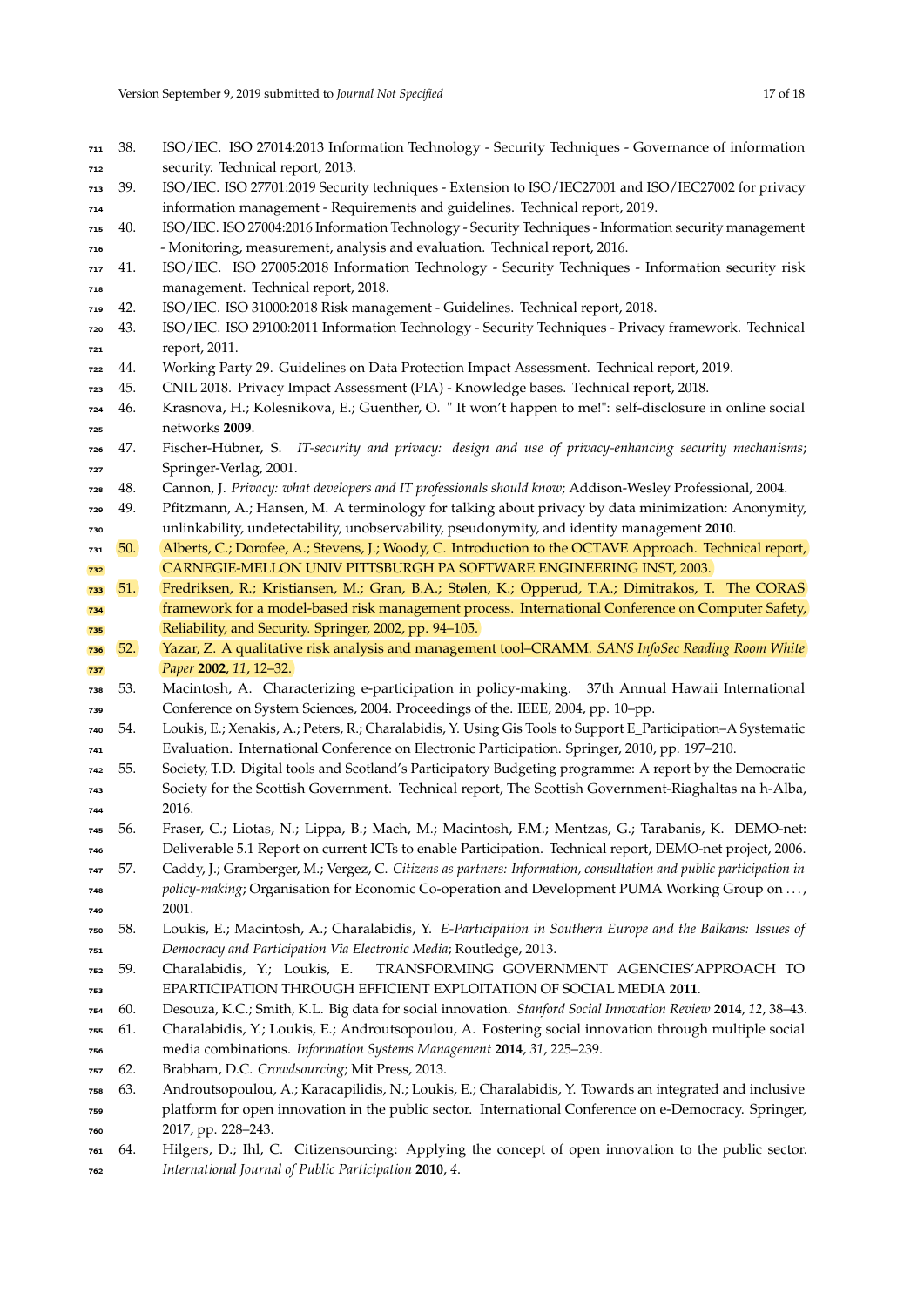38. ISO/IEC. ISO 27014:2013 Information Technology - Security Techniques - Governance of information security. Technical report, 2013.
39. ISO/IEC. ISO 27701:2019 Security techniques - Extension to ISO/IEC27001 and ISO/IEC27002 for privacy information management - Requirements and guidelines. Technical report, 2019.
40. ISO/IEC. ISO 27004:2016 Information Technology - Security Techniques - Information security management - Monitoring, measurement, analysis and evaluation. Technical report, 2016.
41. ISO/IEC. ISO 27005:2018 Information Technology - Security Techniques - Information security risk management. Technical report, 2018.
42. ISO/IEC. ISO 31000:2018 Risk management - Guidelines. Technical report, 2018.
43. ISO/IEC. ISO 29100:2011 Information Technology - Security Techniques - Privacy framework. Technical report, 2011.
44. Working Party 29. Guidelines on Data Protection Impact Assessment. Technical report, 2019.
45. CNIL 2018. Privacy Impact Assessment (PIA) - Knowledge bases. Technical report, 2018.
46. Krasnova, H.; Kolesnikova, E.; Guenther, O. " It won't happen to me!": self-disclosure in online social networks **2009**.
47. Fischer-Hübner, S. *IT-security and privacy: design and use of privacy-enhancing security mechanisms*; Springer-Verlag, 2001.
48. Cannon, J. *Privacy: what developers and IT professionals should know*; Addison-Wesley Professional, 2004.
49. Pfitzmann, A.; Hansen, M. A terminology for talking about privacy by data minimization: Anonymity, unlinkability, undetectability, unobservability, pseudonymity, and identity management **2010**.
50. Alberts, C.; Dorofee, A.; Stevens, J.; Woody, C. Introduction to the OCTAVE Approach. Technical report, CARNEGIE-MELLON UNIV PITTSBURGH PA SOFTWARE ENGINEERING INST, 2003.
51. Fredriksen, R.; Kristiansen, M.; Gran, B.A.; Stølen, K.; Opperud, T.A.; Dimitrakos, T. The CORAS framework for a model-based risk management process. International Conference on Computer Safety, Reliability, and Security. Springer, 2002, pp. 94–105.
52. Yazar, Z. A qualitative risk analysis and management tool–CRAMM. *SANS InfoSec Reading Room White Paper* **2002**, *11*, 12–32.
53. Macintosh, A. Characterizing e-participation in policy-making. 37th Annual Hawaii International Conference on System Sciences, 2004. Proceedings of the. IEEE, 2004, pp. 10–pp.
54. Loukis, E.; Xenakis, A.; Peters, R.; Charalabidis, Y. Using Gis Tools to Support E_Participation–A Systematic Evaluation. International Conference on Electronic Participation. Springer, 2010, pp. 197–210.
55. Society, T.D. Digital tools and Scotland's Participatory Budgeting programme: A report by the Democratic Society for the Scottish Government. Technical report, The Scottish Government-Riaghaltas na h-Alba, 2016.
56. Fraser, C.; Liotas, N.; Lippa, B.; Mach, M.; Macintosh, F.M.; Mentzas, G.; Tarabanis, K. DEMO-net: Deliverable 5.1 Report on current ICTs to enable Participation. Technical report, DEMO-net project, 2006.
57. Caddy, J.; Gramberger, M.; Vergez, C. *Citizens as partners: Information, consultation and public participation in policy-making*; Organisation for Economic Co-operation and Development PUMA Working Group on . . . , 2001.
58. Loukis, E.; Macintosh, A.; Charalabidis, Y. *E-Participation in Southern Europe and the Balkans: Issues of Democracy and Participation Via Electronic Media*; Routledge, 2013.
59. Charalabidis, Y.; Loukis, E. TRANSFORMING GOVERNMENT AGENCIES'APPROACH TO EPARTICIPATION THROUGH EFFICIENT EXPLOITATION OF SOCIAL MEDIA **2011**.
60. Desouza, K.C.; Smith, K.L. Big data for social innovation. *Stanford Social Innovation Review* **2014**, *12*, 38–43.
61. Charalabidis, Y.; Loukis, E.; Androutsopoulou, A. Fostering social innovation through multiple social media combinations. *Information Systems Management* **2014**, *31*, 225–239.
62. Brabham, D.C. *Crowdsourcing*; Mit Press, 2013.
63. Androutsopoulou, A.; Karacapilidis, N.; Loukis, E.; Charalabidis, Y. Towards an integrated and inclusive platform for open innovation in the public sector. International Conference on e-Democracy. Springer, 2017, pp. 228–243.
64. Hilgers, D.; Ihl, C. Citizensourcing: Applying the concept of open innovation to the public sector. *International Journal of Public Participation* **2010**, *4*.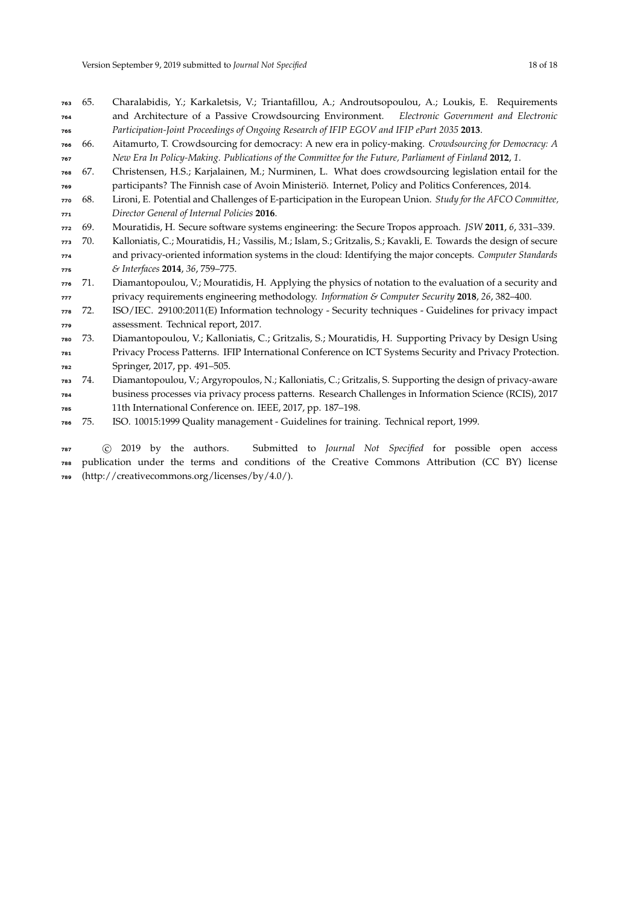65. Charalabidis, Y.; Karkaletsis, V.; Triantafillou, A.; Androutsopoulou, A.; Loukis, E. Requirements and Architecture of a Passive Crowdsourcing Environment. *Electronic Government and Electronic Participation-Joint Proceedings of Ongoing Research of IFIP EGOV and IFIP ePart 2035* **2013**.
66. Aitamurto, T. Crowdsourcing for democracy: A new era in policy-making. *Crowdsourcing for Democracy: A New Era In Policy-Making. Publications of the Committee for the Future, Parliament of Finland* **2012**, *1*.
67. Christensen, H.S.; Karjalainen, M.; Nurminen, L. What does crowdsourcing legislation entail for the participants? The Finnish case of Avoin Ministeriö. Internet, Policy and Politics Conferences, 2014.
68. Lironi, E. Potential and Challenges of E-participation in the European Union. *Study for the AFCO Committee, Director General of Internal Policies* **2016**.
69. Mouratidis, H. Secure software systems engineering: the Secure Tropos approach. *JSW* **2011**, *6*, 331–339.
70. Kalloniatis, C.; Mouratidis, H.; Vassilis, M.; Islam, S.; Gritzalis, S.; Kavakli, E. Towards the design of secure and privacy-oriented information systems in the cloud: Identifying the major concepts. *Computer Standards & Interfaces* **2014**, *36*, 759–775.
71. Diamantopoulou, V.; Mouratidis, H. Applying the physics of notation to the evaluation of a security and privacy requirements engineering methodology. *Information & Computer Security* **2018**, *26*, 382–400.
72. ISO/IEC. 29100:2011(E) Information technology - Security techniques - Guidelines for privacy impact assessment. Technical report, 2017.
73. Diamantopoulou, V.; Kalloniatis, C.; Gritzalis, S.; Mouratidis, H. Supporting Privacy by Design Using Privacy Process Patterns. IFIP International Conference on ICT Systems Security and Privacy Protection. Springer, 2017, pp. 491–505.
74. Diamantopoulou, V.; Argyropoulos, N.; Kalloniatis, C.; Gritzalis, S. Supporting the design of privacy-aware business processes via privacy process patterns. Research Challenges in Information Science (RCIS), 2017 11th International Conference on. IEEE, 2017, pp. 187–198.
75. ISO. 10015:1999 Quality management - Guidelines for training. Technical report, 1999.

© 2019 by the authors. Submitted to *Journal Not Specified* for possible open access publication under the terms and conditions of the Creative Commons Attribution (CC BY) license (http://creativecommons.org/licenses/by/4.0/).